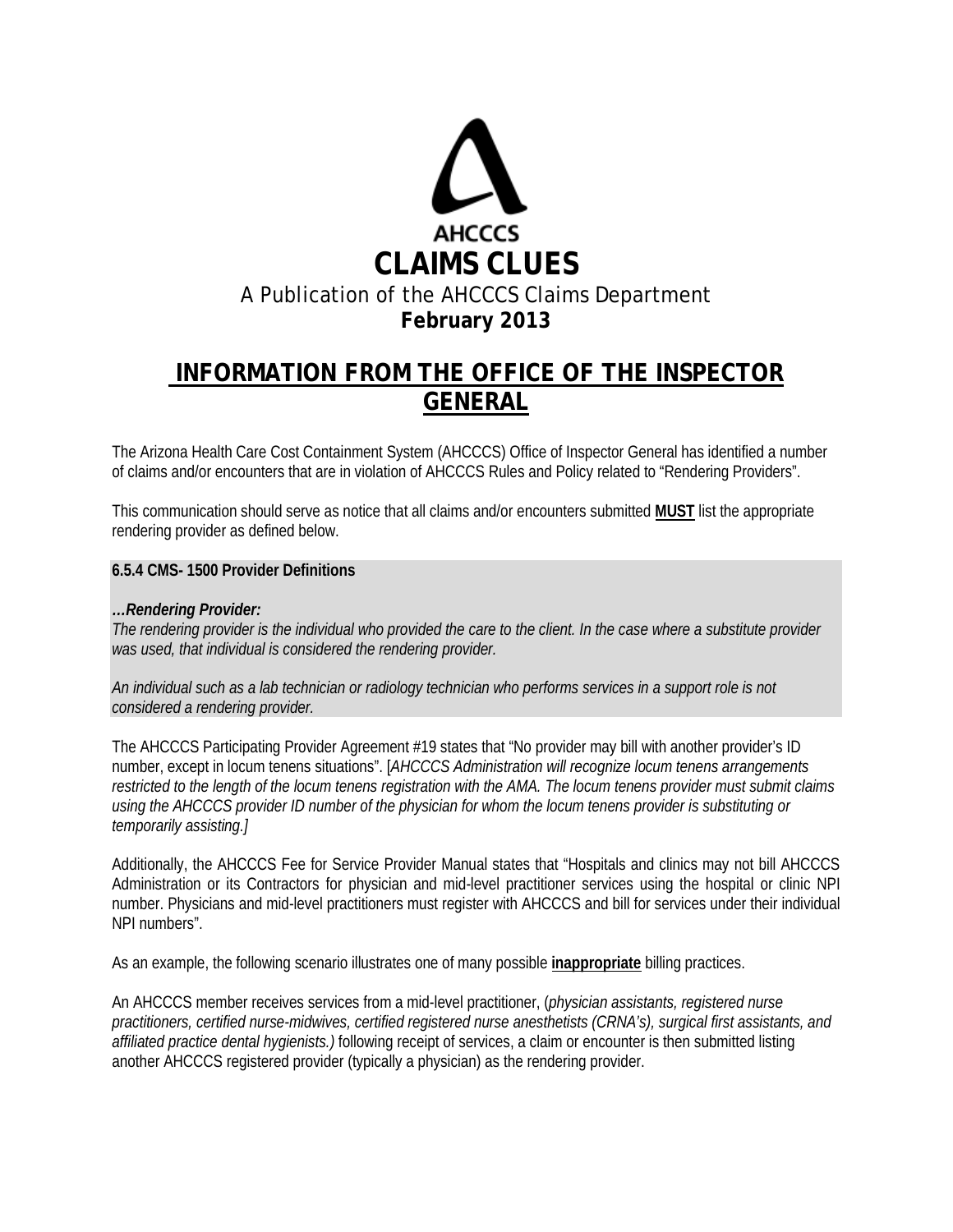AHCCCS

# CLAIMS CLUES

A Publication of the AHCCCS Claims Department

**February 2013**

## INFORMATION FROM THE OFFICE OF THE INSPECTOR GENERAL

The Arizona Health Care Cost Containment System (AHCCCS) Office of Inspector General has identified a number of claims and/or encounters that are in violation of AHCCCS Rules and Policy related to "Rendering Providers".

This communication should serve as notice that all claims and/or encounters submitted **MUST** list the appropriate rendering provider as defined below.

**6.5.4 CMS- 1500 Provider Definitions**

***…Rendering Provider:***
*The rendering provider is the individual who provided the care to the client. In the case where a substitute provider was used, that individual is considered the rendering provider.*

*An individual such as a lab technician or radiology technician who performs services in a support role is not considered a rendering provider.*

The AHCCCS Participating Provider Agreement #19 states that "No provider may bill with another provider's ID number, except in locum tenens situations". [*AHCCCS Administration will recognize locum tenens arrangements restricted to the length of the locum tenens registration with the AMA. The locum tenens provider must submit claims using the AHCCCS provider ID number of the physician for whom the locum tenens provider is substituting or temporarily assisting.]*

Additionally, the AHCCCS Fee for Service Provider Manual states that "Hospitals and clinics may not bill AHCCCS Administration or its Contractors for physician and mid-level practitioner services using the hospital or clinic NPI number. Physicians and mid-level practitioners must register with AHCCCS and bill for services under their individual NPI numbers".

As an example, the following scenario illustrates one of many possible **inappropriate** billing practices.

An AHCCCS member receives services from a mid-level practitioner, (*physician assistants, registered nurse practitioners, certified nurse-midwives, certified registered nurse anesthetists (CRNA's), surgical first assistants, and affiliated practice dental hygienists.)* following receipt of services, a claim or encounter is then submitted listing another AHCCCS registered provider (typically a physician) as the rendering provider.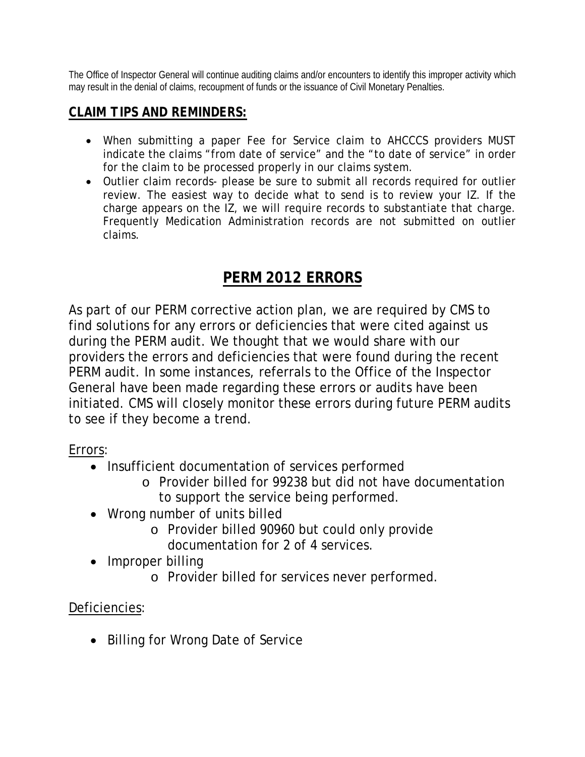The Office of Inspector General will continue auditing claims and/or encounters to identify this improper activity which may result in the denial of claims, recoupment of funds or the issuance of Civil Monetary Penalties.

## CLAIM TIPS AND REMINDERS:

- When submitting a paper Fee for Service claim to AHCCCS providers MUST indicate the claims "from date of service" and the "to date of service" in order for the claim to be processed properly in our claims system.
- Outlier claim records- please be sure to submit all records required for outlier review. The easiest way to decide what to send is to review your IZ. If the charge appears on the IZ, we will require records to substantiate that charge. Frequently Medication Administration records are not submitted on outlier claims.

# PERM 2012 ERRORS

As part of our PERM corrective action plan, we are required by CMS to find solutions for any errors or deficiencies that were cited against us during the PERM audit. We thought that we would share with our providers the errors and deficiencies that were found during the recent PERM audit. In some instances, referrals to the Office of the Inspector General have been made regarding these errors or audits have been initiated. CMS will closely monitor these errors during future PERM audits to see if they become a trend.

Errors:

- Insufficient documentation of services performed
  - Provider billed for 99238 but did not have documentation to support the service being performed.
- Wrong number of units billed
  - Provider billed 90960 but could only provide documentation for 2 of 4 services.
- Improper billing
  - Provider billed for services never performed.

Deficiencies:

- Billing for Wrong Date of Service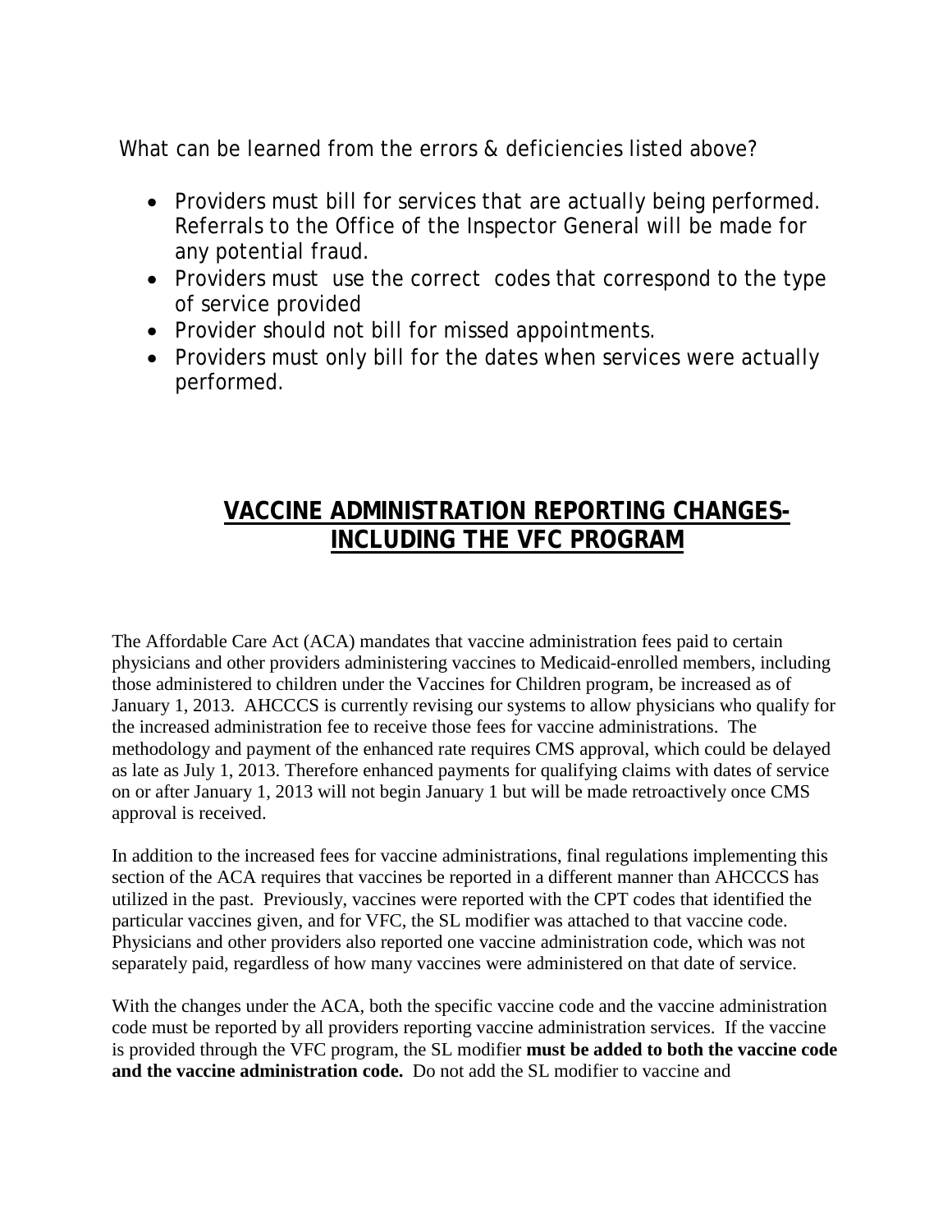What can be learned from the errors & deficiencies listed above?

- Providers must bill for services that are actually being performed. Referrals to the Office of the Inspector General will be made for any potential fraud.
- Providers must use the correct codes that correspond to the type of service provided
- Provider should not bill for missed appointments.
- Providers must only bill for the dates when services were actually performed.

## **VACCINE ADMINISTRATION REPORTING CHANGES-INCLUDING THE VFC PROGRAM**

The Affordable Care Act (ACA) mandates that vaccine administration fees paid to certain physicians and other providers administering vaccines to Medicaid-enrolled members, including those administered to children under the Vaccines for Children program, be increased as of January 1, 2013. AHCCCS is currently revising our systems to allow physicians who qualify for the increased administration fee to receive those fees for vaccine administrations. The methodology and payment of the enhanced rate requires CMS approval, which could be delayed as late as July 1, 2013. Therefore enhanced payments for qualifying claims with dates of service on or after January 1, 2013 will not begin January 1 but will be made retroactively once CMS approval is received.

In addition to the increased fees for vaccine administrations, final regulations implementing this section of the ACA requires that vaccines be reported in a different manner than AHCCCS has utilized in the past. Previously, vaccines were reported with the CPT codes that identified the particular vaccines given, and for VFC, the SL modifier was attached to that vaccine code. Physicians and other providers also reported one vaccine administration code, which was not separately paid, regardless of how many vaccines were administered on that date of service.

With the changes under the ACA, both the specific vaccine code and the vaccine administration code must be reported by all providers reporting vaccine administration services. If the vaccine is provided through the VFC program, the SL modifier **must be added to both the vaccine code and the vaccine administration code.** Do not add the SL modifier to vaccine and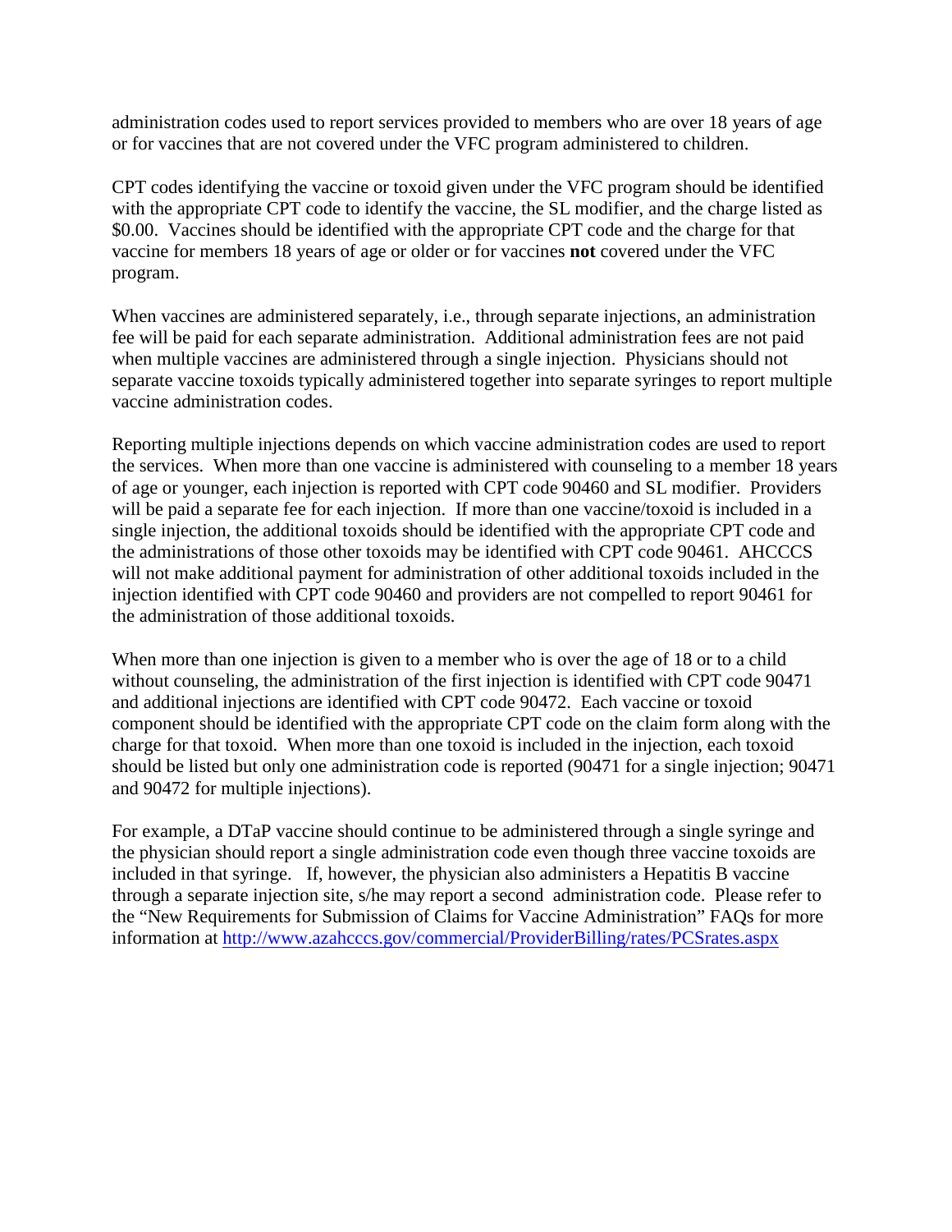administration codes used to report services provided to members who are over 18 years of age or for vaccines that are not covered under the VFC program administered to children.

CPT codes identifying the vaccine or toxoid given under the VFC program should be identified with the appropriate CPT code to identify the vaccine, the SL modifier, and the charge listed as $0.00. Vaccines should be identified with the appropriate CPT code and the charge for that vaccine for members 18 years of age or older or for vaccines **not** covered under the VFC program.

When vaccines are administered separately, i.e., through separate injections, an administration fee will be paid for each separate administration. Additional administration fees are not paid when multiple vaccines are administered through a single injection. Physicians should not separate vaccine toxoids typically administered together into separate syringes to report multiple vaccine administration codes.

Reporting multiple injections depends on which vaccine administration codes are used to report the services. When more than one vaccine is administered with counseling to a member 18 years of age or younger, each injection is reported with CPT code 90460 and SL modifier. Providers will be paid a separate fee for each injection. If more than one vaccine/toxoid is included in a single injection, the additional toxoids should be identified with the appropriate CPT code and the administrations of those other toxoids may be identified with CPT code 90461. AHCCCS will not make additional payment for administration of other additional toxoids included in the injection identified with CPT code 90460 and providers are not compelled to report 90461 for the administration of those additional toxoids.

When more than one injection is given to a member who is over the age of 18 or to a child without counseling, the administration of the first injection is identified with CPT code 90471 and additional injections are identified with CPT code 90472. Each vaccine or toxoid component should be identified with the appropriate CPT code on the claim form along with the charge for that toxoid. When more than one toxoid is included in the injection, each toxoid should be listed but only one administration code is reported (90471 for a single injection; 90471 and 90472 for multiple injections).

For example, a DTaP vaccine should continue to be administered through a single syringe and the physician should report a single administration code even though three vaccine toxoids are included in that syringe. If, however, the physician also administers a Hepatitis B vaccine through a separate injection site, s/he may report a second administration code. Please refer to the "New Requirements for Submission of Claims for Vaccine Administration" FAQs for more information at [http://www.azahcccs.gov/commercial/ProviderBilling/rates/PCSrates.aspx](http://www.azahcccs.gov/commercial/ProviderBilling/rates/PCSrates.aspx)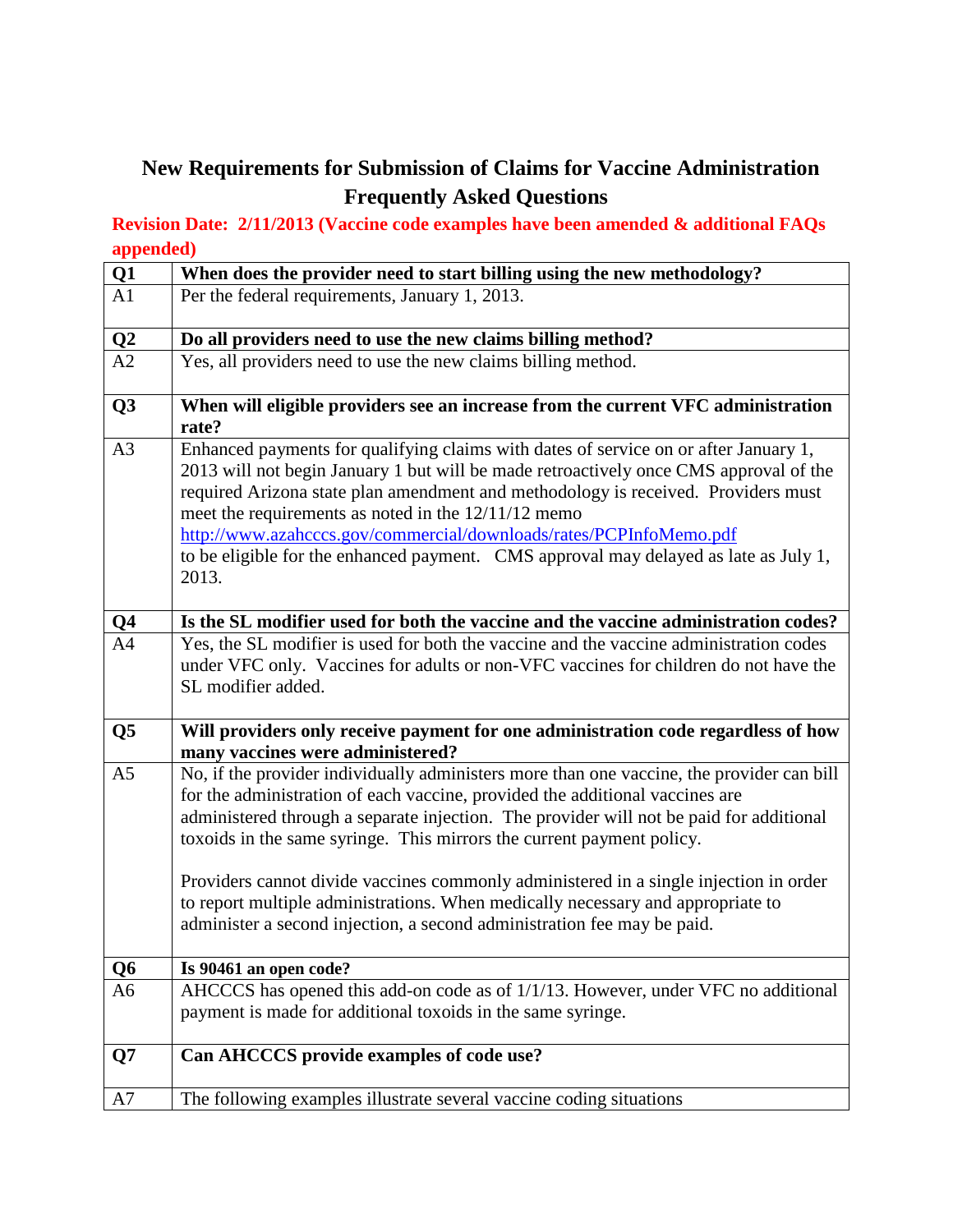# New Requirements for Submission of Claims for Vaccine Administration Frequently Asked Questions

**Revision Date: 2/11/2013 (Vaccine code examples have been amended & additional FAQs appended)**

| Q1 | When does the provider need to start billing using the new methodology? |
|---|---|
| A1 | Per the federal requirements, January 1, 2013. |
| **Q2** | **Do all providers need to use the new claims billing method?** |
| A2 | Yes, all providers need to use the new claims billing method. |
| **Q3** | **When will eligible providers see an increase from the current VFC administration rate?** |
| A3 | Enhanced payments for qualifying claims with dates of service on or after January 1, 2013 will not begin January 1 but will be made retroactively once CMS approval of the required Arizona state plan amendment and methodology is received. Providers must meet the requirements as noted in the 12/11/12 memo http://www.azahcccs.gov/commercial/downloads/rates/PCPInfoMemo.pdf to be eligible for the enhanced payment. CMS approval may delayed as late as July 1, 2013. |
| **Q4** | **Is the SL modifier used for both the vaccine and the vaccine administration codes?** |
| A4 | Yes, the SL modifier is used for both the vaccine and the vaccine administration codes under VFC only. Vaccines for adults or non-VFC vaccines for children do not have the SL modifier added. |
| **Q5** | **Will providers only receive payment for one administration code regardless of how many vaccines were administered?** |
| A5 | No, if the provider individually administers more than one vaccine, the provider can bill for the administration of each vaccine, provided the additional vaccines are administered through a separate injection. The provider will not be paid for additional toxoids in the same syringe. This mirrors the current payment policy.<br><br>Providers cannot divide vaccines commonly administered in a single injection in order to report multiple administrations. When medically necessary and appropriate to administer a second injection, a second administration fee may be paid. |
| **Q6** | **Is 90461 an open code?** |
| A6 | AHCCCS has opened this add-on code as of 1/1/13. However, under VFC no additional payment is made for additional toxoids in the same syringe. |
| **Q7** | **Can AHCCCS provide examples of code use?** |
| A7 | The following examples illustrate several vaccine coding situations |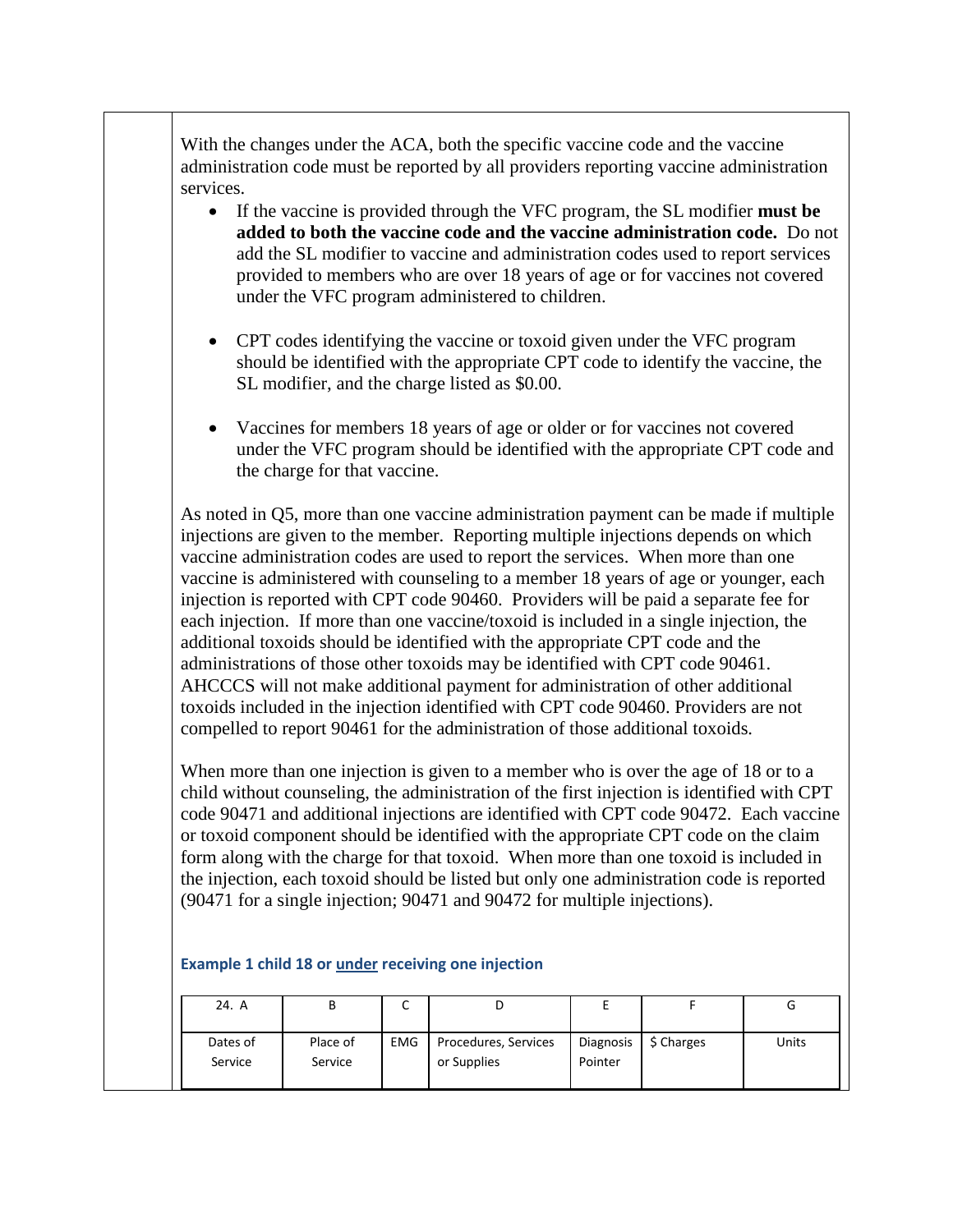With the changes under the ACA, both the specific vaccine code and the vaccine administration code must be reported by all providers reporting vaccine administration services.

- If the vaccine is provided through the VFC program, the SL modifier **must be added to both the vaccine code and the vaccine administration code.** Do not add the SL modifier to vaccine and administration codes used to report services provided to members who are over 18 years of age or for vaccines not covered under the VFC program administered to children.

- CPT codes identifying the vaccine or toxoid given under the VFC program should be identified with the appropriate CPT code to identify the vaccine, the SL modifier, and the charge listed as $0.00.

- Vaccines for members 18 years of age or older or for vaccines not covered under the VFC program should be identified with the appropriate CPT code and the charge for that vaccine.

As noted in Q5, more than one vaccine administration payment can be made if multiple injections are given to the member. Reporting multiple injections depends on which vaccine administration codes are used to report the services. When more than one vaccine is administered with counseling to a member 18 years of age or younger, each injection is reported with CPT code 90460. Providers will be paid a separate fee for each injection. If more than one vaccine/toxoid is included in a single injection, the additional toxoids should be identified with the appropriate CPT code and the administrations of those other toxoids may be identified with CPT code 90461. AHCCCS will not make additional payment for administration of other additional toxoids included in the injection identified with CPT code 90460. Providers are not compelled to report 90461 for the administration of those additional toxoids.

When more than one injection is given to a member who is over the age of 18 or to a child without counseling, the administration of the first injection is identified with CPT code 90471 and additional injections are identified with CPT code 90472. Each vaccine or toxoid component should be identified with the appropriate CPT code on the claim form along with the charge for that toxoid. When more than one toxoid is included in the injection, each toxoid should be listed but only one administration code is reported (90471 for a single injection; 90471 and 90472 for multiple injections).

### Example 1 child 18 or under receiving one injection

| 24. A | B | C | D | E | F | G |
|---|---|---|---|---|---|---|
| Dates of Service | Place of Service | EMG | Procedures, Services or Supplies | Diagnosis Pointer | $ Charges | Units |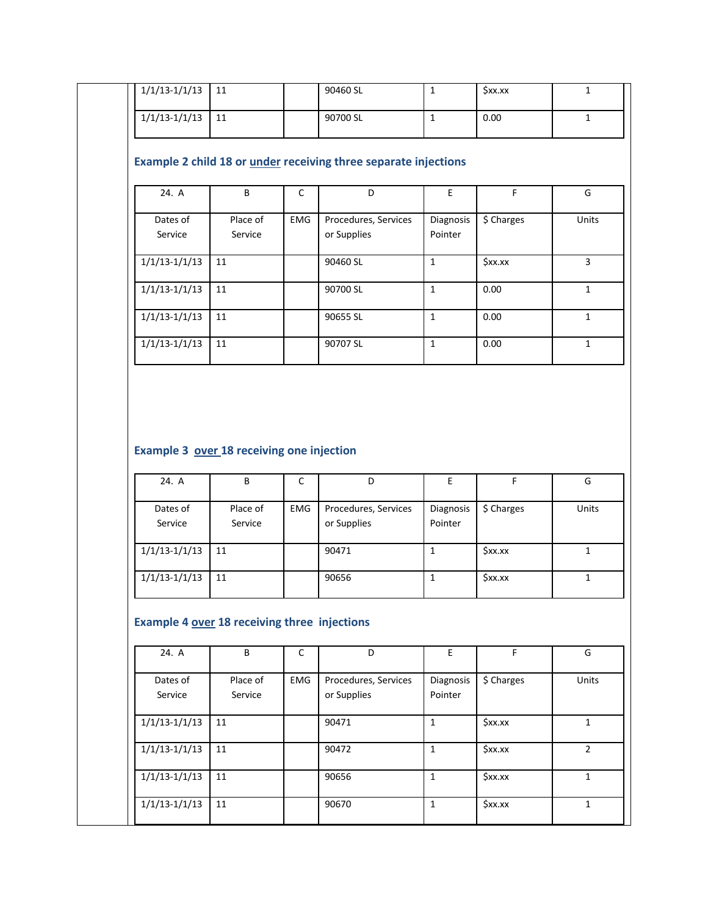| | | | | | | |
|---|---|---|---|---|---|---|
| 1/1/13-1/1/13 | 11 | | 90460 SL | 1 | $xx.xx | 1 |
| 1/1/13-1/1/13 | 11 | | 90700 SL | 1 | 0.00 | 1 |

### Example 2 child 18 or <u>under</u> receiving three separate injections

| 24. A | B | C | D | E | F | G |
|---|---|---|---|---|---|---|
| Dates of Service | Place of Service | EMG | Procedures, Services or Supplies | Diagnosis Pointer | $ Charges | Units |
| 1/1/13-1/1/13 | 11 | | 90460 SL | 1 | $xx.xx | 3 |
| 1/1/13-1/1/13 | 11 | | 90700 SL | 1 | 0.00 | 1 |
| 1/1/13-1/1/13 | 11 | | 90655 SL | 1 | 0.00 | 1 |
| 1/1/13-1/1/13 | 11 | | 90707 SL | 1 | 0.00 | 1 |

### Example 3 <u>over</u> 18 receiving one injection

| 24. A | B | C | D | E | F | G |
|---|---|---|---|---|---|---|
| Dates of Service | Place of Service | EMG | Procedures, Services or Supplies | Diagnosis Pointer | $ Charges | Units |
| 1/1/13-1/1/13 | 11 | | 90471 | 1 | $xx.xx | 1 |
| 1/1/13-1/1/13 | 11 | | 90656 | 1 | $xx.xx | 1 |

### Example 4 <u>over</u> 18 receiving three injections

| 24. A | B | C | D | E | F | G |
|---|---|---|---|---|---|---|
| Dates of Service | Place of Service | EMG | Procedures, Services or Supplies | Diagnosis Pointer | $ Charges | Units |
| 1/1/13-1/1/13 | 11 | | 90471 | 1 | $xx.xx | 1 |
| 1/1/13-1/1/13 | 11 | | 90472 | 1 | $xx.xx | 2 |
| 1/1/13-1/1/13 | 11 | | 90656 | 1 | $xx.xx | 1 |
| 1/1/13-1/1/13 | 11 | | 90670 | 1 | $xx.xx | 1 |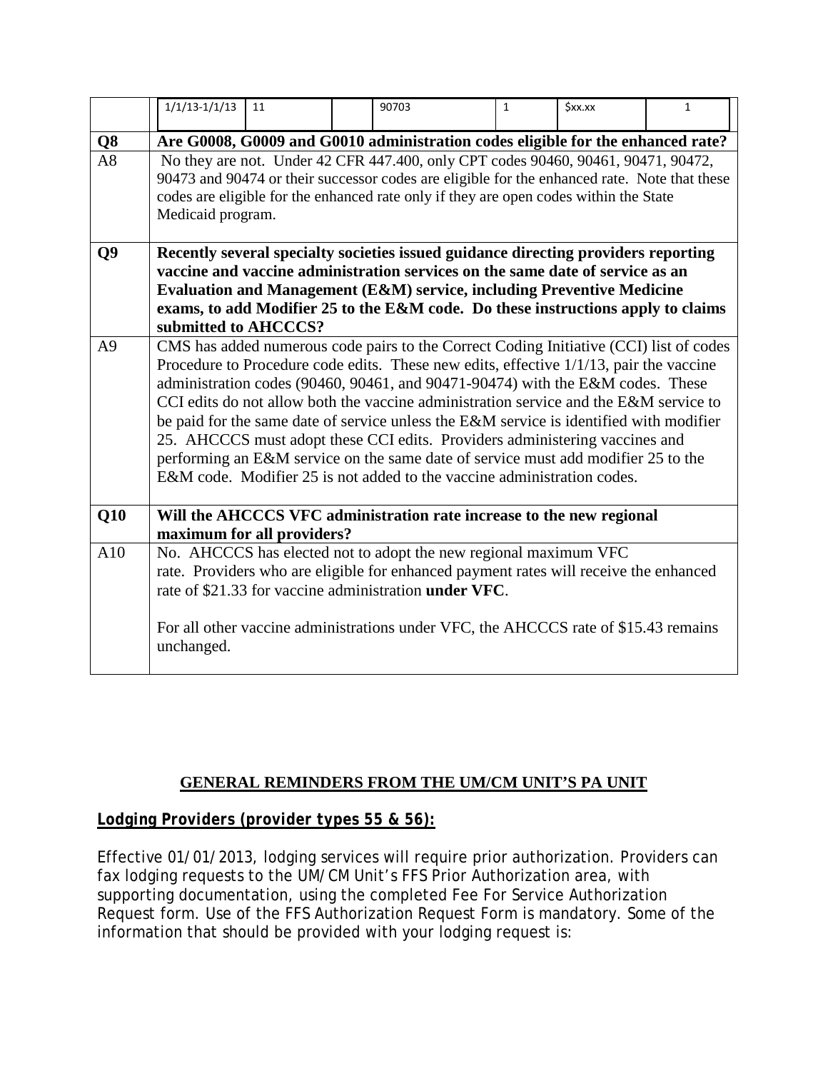| | 1/1/13-1/1/13 | 11 | | 90703 | 1 | $xx.xx | 1 |
|---|---|---|---|---|---|---|---|

| | |
|---|---|
| **Q8** | **Are G0008, G0009 and G0010 administration codes eligible for the enhanced rate?** |
| A8 | No they are not. Under 42 CFR 447.400, only CPT codes 90460, 90461, 90471, 90472, 90473 and 90474 or their successor codes are eligible for the enhanced rate. Note that these codes are eligible for the enhanced rate only if they are open codes within the State Medicaid program. |
| **Q9** | **Recently several specialty societies issued guidance directing providers reporting vaccine and vaccine administration services on the same date of service as an Evaluation and Management (E&M) service, including Preventive Medicine exams, to add Modifier 25 to the E&M code. Do these instructions apply to claims submitted to AHCCCS?** |
| A9 | CMS has added numerous code pairs to the Correct Coding Initiative (CCI) list of codes Procedure to Procedure code edits. These new edits, effective 1/1/13, pair the vaccine administration codes (90460, 90461, and 90471-90474) with the E&M codes. These CCI edits do not allow both the vaccine administration service and the E&M service to be paid for the same date of service unless the E&M service is identified with modifier 25. AHCCCS must adopt these CCI edits. Providers administering vaccines and performing an E&M service on the same date of service must add modifier 25 to the E&M code. Modifier 25 is not added to the vaccine administration codes. |
| **Q10** | **Will the AHCCCS VFC administration rate increase to the new regional maximum for all providers?** |
| A10 | No. AHCCCS has elected not to adopt the new regional maximum VFC rate. Providers who are eligible for enhanced payment rates will receive the enhanced rate of $21.33 for vaccine administration **under VFC**.<br><br>For all other vaccine administrations under VFC, the AHCCCS rate of $15.43 remains unchanged. |

## GENERAL REMINDERS FROM THE UM/CM UNIT'S PA UNIT

**Lodging Providers (provider types 55 & 56):**

Effective 01/01/2013, lodging services will require prior authorization. Providers can fax lodging requests to the UM/CM Unit's FFS Prior Authorization area, with supporting documentation, using the completed Fee For Service Authorization Request form. Use of the FFS Authorization Request Form is mandatory. Some of the information that should be provided with your lodging request is: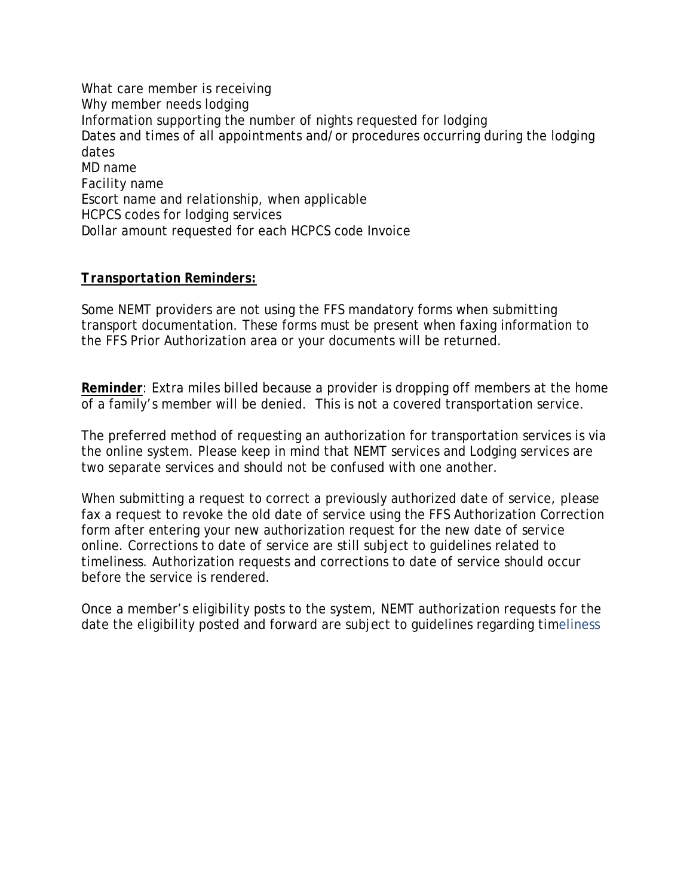What care member is receiving
Why member needs lodging
Information supporting the number of nights requested for lodging
Dates and times of all appointments and/or procedures occurring during the lodging dates
MD name
Facility name
Escort name and relationship, when applicable
HCPCS codes for lodging services
Dollar amount requested for each HCPCS code Invoice

***Transportation Reminders:***

Some NEMT providers are not using the FFS mandatory forms when submitting transport documentation. These forms must be present when faxing information to the FFS Prior Authorization area or your documents will be returned.

**Reminder**: Extra miles billed because a provider is dropping off members at the home of a family's member will be denied. This is not a covered transportation service.

The preferred method of requesting an authorization for transportation services is via the online system. Please keep in mind that NEMT services and Lodging services are two separate services and should not be confused with one another.

When submitting a request to correct a previously authorized date of service, please fax a request to revoke the old date of service using the FFS Authorization Correction form after entering your new authorization request for the new date of service online. Corrections to date of service are still subject to guidelines related to timeliness. Authorization requests and corrections to date of service should occur before the service is rendered.

Once a member's eligibility posts to the system, NEMT authorization requests for the date the eligibility posted and forward are subject to guidelines regarding timeliness